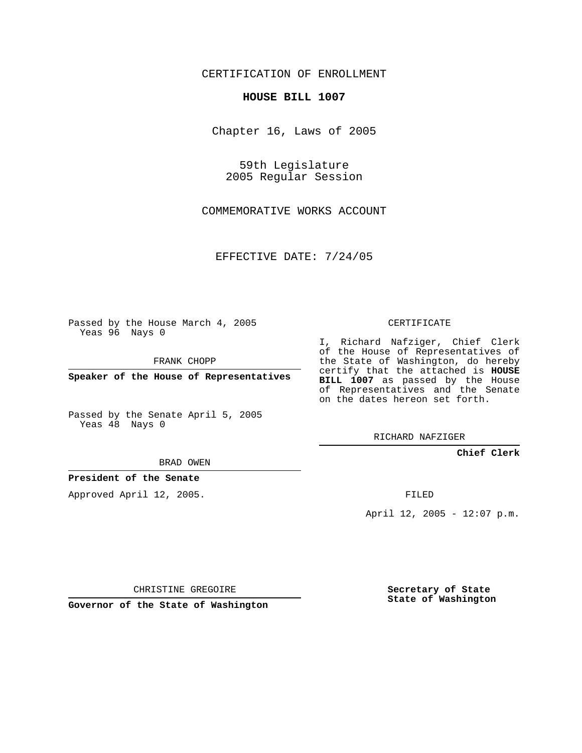CERTIFICATION OF ENROLLMENT

**HOUSE BILL 1007**

Chapter 16, Laws of 2005

59th Legislature
2005 Regular Session

COMMEMORATIVE WORKS ACCOUNT

EFFECTIVE DATE: 7/24/05

Passed by the House March 4, 2005
Yeas 96 Nays 0

FRANK CHOPP

**Speaker of the House of Representatives**

Passed by the Senate April 5, 2005
Yeas 48 Nays 0

BRAD OWEN

**President of the Senate**

Approved April 12, 2005.

CHRISTINE GREGOIRE

**Governor of the State of Washington**

CERTIFICATE

I, Richard Nafziger, Chief Clerk of the House of Representatives of the State of Washington, do hereby certify that the attached is **HOUSE BILL 1007** as passed by the House of Representatives and the Senate on the dates hereon set forth.

RICHARD NAFZIGER

**Chief Clerk**

FILED

April 12, 2005 - 12:07 p.m.

**Secretary of State**
**State of Washington**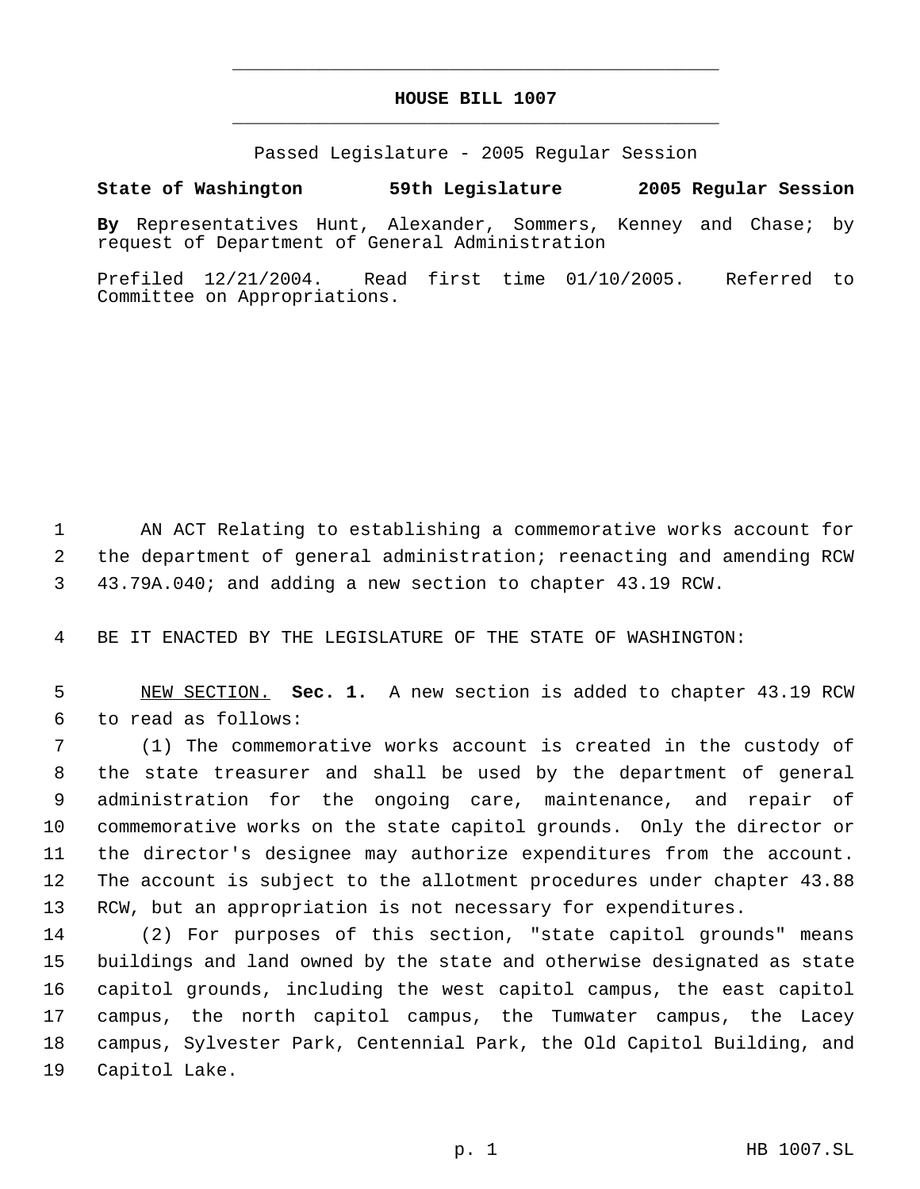# HOUSE BILL 1007

Passed Legislature - 2005 Regular Session

**State of Washington 59th Legislature 2005 Regular Session**

**By** Representatives Hunt, Alexander, Sommers, Kenney and Chase; by request of Department of General Administration

Prefiled 12/21/2004. Read first time 01/10/2005. Referred to Committee on Appropriations.

AN ACT Relating to establishing a commemorative works account for the department of general administration; reenacting and amending RCW 43.79A.040; and adding a new section to chapter 43.19 RCW.

BE IT ENACTED BY THE LEGISLATURE OF THE STATE OF WASHINGTON:

NEW SECTION. **Sec. 1.** A new section is added to chapter 43.19 RCW to read as follows:

(1) The commemorative works account is created in the custody of the state treasurer and shall be used by the department of general administration for the ongoing care, maintenance, and repair of commemorative works on the state capitol grounds. Only the director or the director's designee may authorize expenditures from the account. The account is subject to the allotment procedures under chapter 43.88 RCW, but an appropriation is not necessary for expenditures.

(2) For purposes of this section, "state capitol grounds" means buildings and land owned by the state and otherwise designated as state capitol grounds, including the west capitol campus, the east capitol campus, the north capitol campus, the Tumwater campus, the Lacey campus, Sylvester Park, Centennial Park, the Old Capitol Building, and Capitol Lake.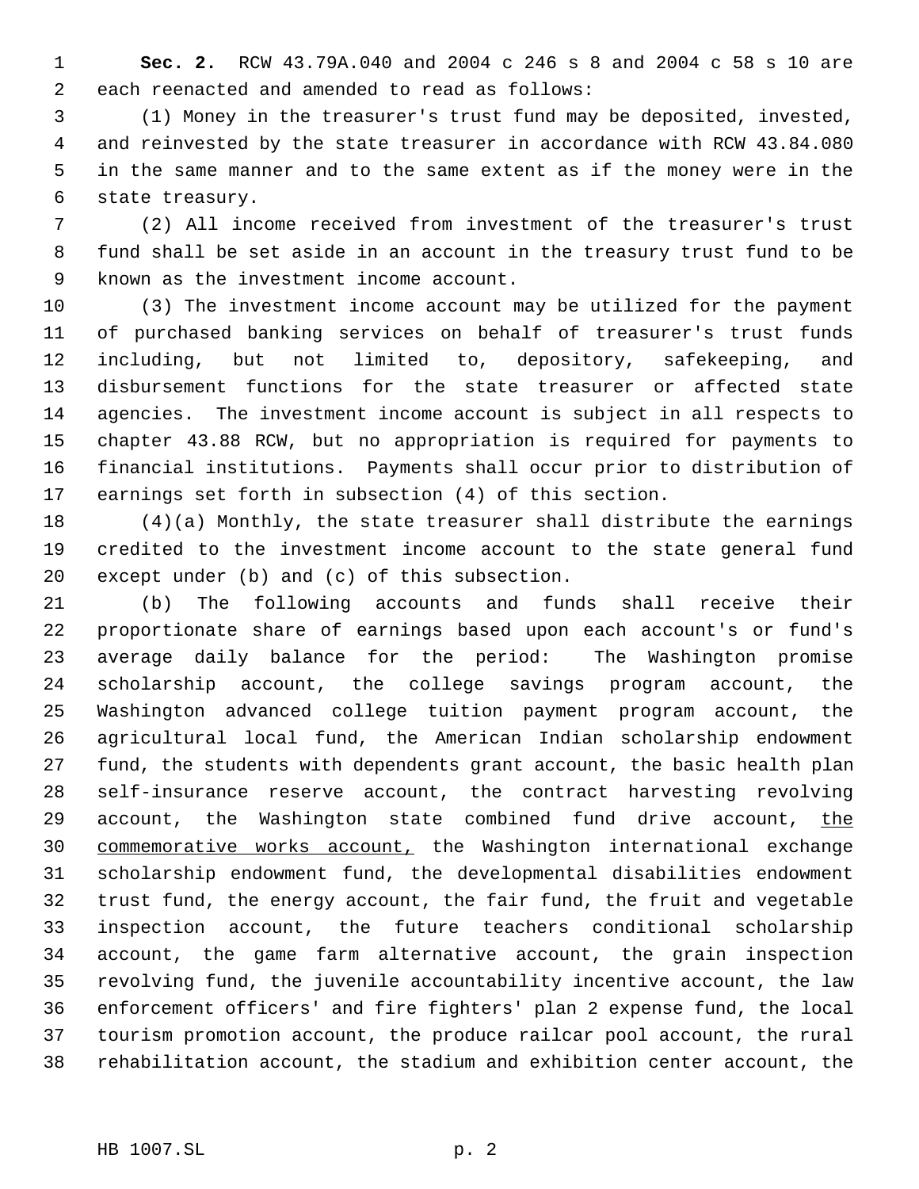**Sec. 2.** RCW 43.79A.040 and 2004 c 246 s 8 and 2004 c 58 s 10 are each reenacted and amended to read as follows:

(1) Money in the treasurer's trust fund may be deposited, invested, and reinvested by the state treasurer in accordance with RCW 43.84.080 in the same manner and to the same extent as if the money were in the state treasury.

(2) All income received from investment of the treasurer's trust fund shall be set aside in an account in the treasury trust fund to be known as the investment income account.

(3) The investment income account may be utilized for the payment of purchased banking services on behalf of treasurer's trust funds including, but not limited to, depository, safekeeping, and disbursement functions for the state treasurer or affected state agencies. The investment income account is subject in all respects to chapter 43.88 RCW, but no appropriation is required for payments to financial institutions. Payments shall occur prior to distribution of earnings set forth in subsection (4) of this section.

(4)(a) Monthly, the state treasurer shall distribute the earnings credited to the investment income account to the state general fund except under (b) and (c) of this subsection.

(b) The following accounts and funds shall receive their proportionate share of earnings based upon each account's or fund's average daily balance for the period: The Washington promise scholarship account, the college savings program account, the Washington advanced college tuition payment program account, the agricultural local fund, the American Indian scholarship endowment fund, the students with dependents grant account, the basic health plan self-insurance reserve account, the contract harvesting revolving account, the Washington state combined fund drive account, <u>the commemorative works account,</u> the Washington international exchange scholarship endowment fund, the developmental disabilities endowment trust fund, the energy account, the fair fund, the fruit and vegetable inspection account, the future teachers conditional scholarship account, the game farm alternative account, the grain inspection revolving fund, the juvenile accountability incentive account, the law enforcement officers' and fire fighters' plan 2 expense fund, the local tourism promotion account, the produce railcar pool account, the rural rehabilitation account, the stadium and exhibition center account, the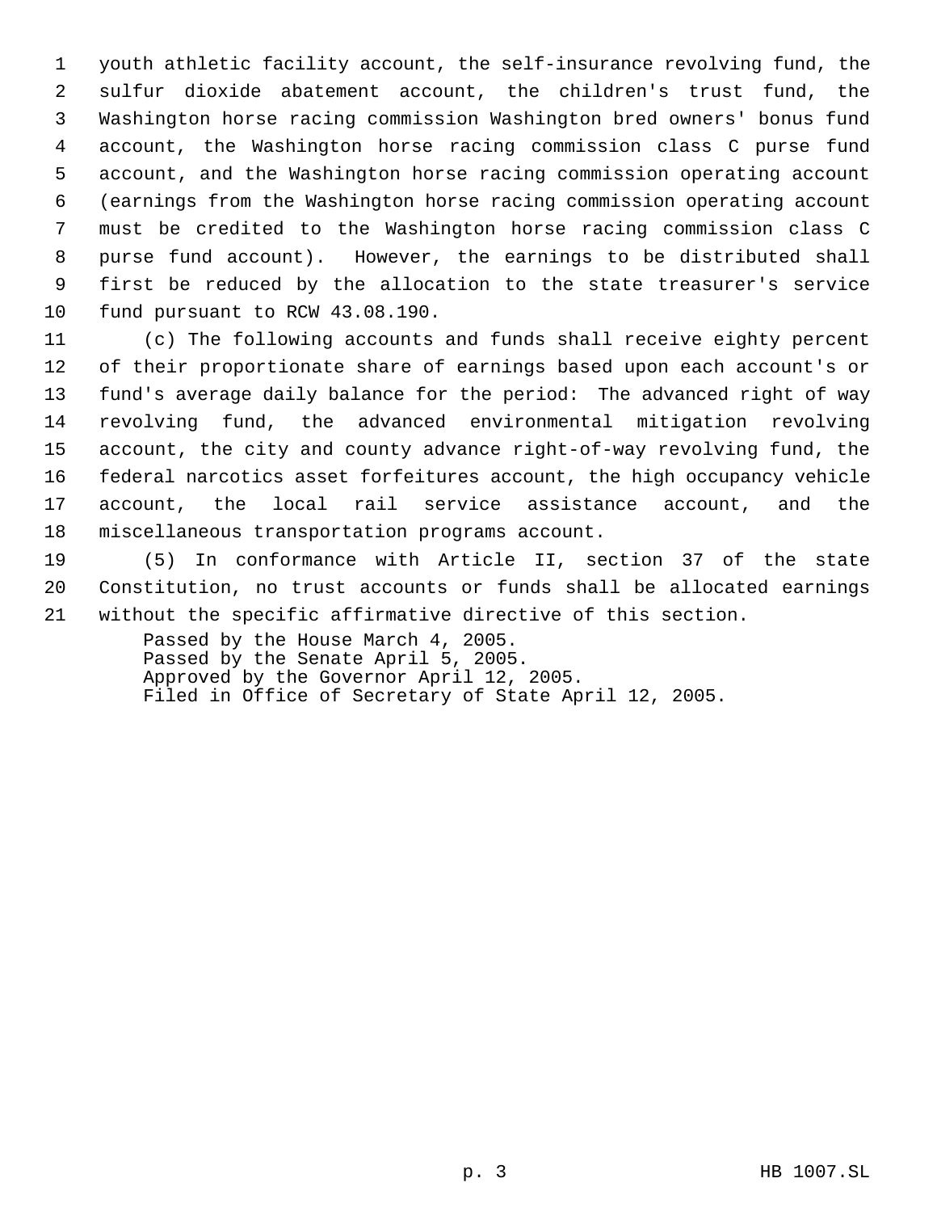youth athletic facility account, the self-insurance revolving fund, the sulfur dioxide abatement account, the children's trust fund, the Washington horse racing commission Washington bred owners' bonus fund account, the Washington horse racing commission class C purse fund account, and the Washington horse racing commission operating account (earnings from the Washington horse racing commission operating account must be credited to the Washington horse racing commission class C purse fund account). However, the earnings to be distributed shall first be reduced by the allocation to the state treasurer's service fund pursuant to RCW 43.08.190.

(c) The following accounts and funds shall receive eighty percent of their proportionate share of earnings based upon each account's or fund's average daily balance for the period: The advanced right of way revolving fund, the advanced environmental mitigation revolving account, the city and county advance right-of-way revolving fund, the federal narcotics asset forfeitures account, the high occupancy vehicle account, the local rail service assistance account, and the miscellaneous transportation programs account.

(5) In conformance with Article II, section 37 of the state Constitution, no trust accounts or funds shall be allocated earnings without the specific affirmative directive of this section.

Passed by the House March 4, 2005.
Passed by the Senate April 5, 2005.
Approved by the Governor April 12, 2005.
Filed in Office of Secretary of State April 12, 2005.